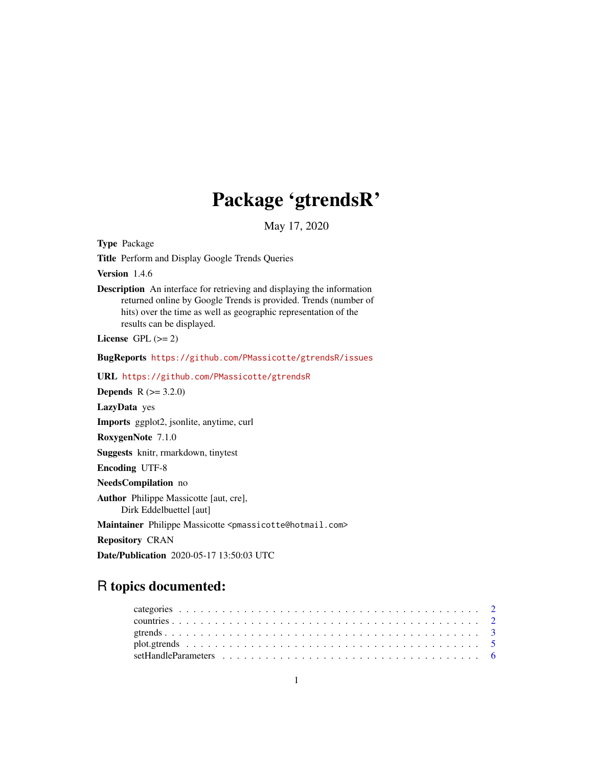# Package 'gtrendsR'

May 17, 2020

**Type** Package

**Title** Perform and Display Google Trends Queries

**Version** 1.4.6

**Description** An interface for retrieving and displaying the information returned online by Google Trends is provided. Trends (number of hits) over the time as well as geographic representation of the results can be displayed.

**License** GPL (>= 2)

**BugReports** https://github.com/PMassicotte/gtrendsR/issues

**URL** https://github.com/PMassicotte/gtrendsR

**Depends** R (>= 3.2.0)

**LazyData** yes

**Imports** ggplot2, jsonlite, anytime, curl

**RoxygenNote** 7.1.0

**Suggests** knitr, rmarkdown, tinytest

**Encoding** UTF-8

**NeedsCompilation** no

**Author** Philippe Massicotte [aut, cre],
Dirk Eddelbuettel [aut]

**Maintainer** Philippe Massicotte <pmassicotte@hotmail.com>

**Repository** CRAN

**Date/Publication** 2020-05-17 13:50:03 UTC

## R topics documented:

- categories . . . . . . . . . . . . . . . . . . . . . . . . . . . . . . . . . . . . . . . . . 2
- countries . . . . . . . . . . . . . . . . . . . . . . . . . . . . . . . . . . . . . . . . . . 2
- gtrends . . . . . . . . . . . . . . . . . . . . . . . . . . . . . . . . . . . . . . . . . . . 3
- plot.gtrends . . . . . . . . . . . . . . . . . . . . . . . . . . . . . . . . . . . . . . . . 5
- setHandleParameters . . . . . . . . . . . . . . . . . . . . . . . . . . . . . . . . . . . 6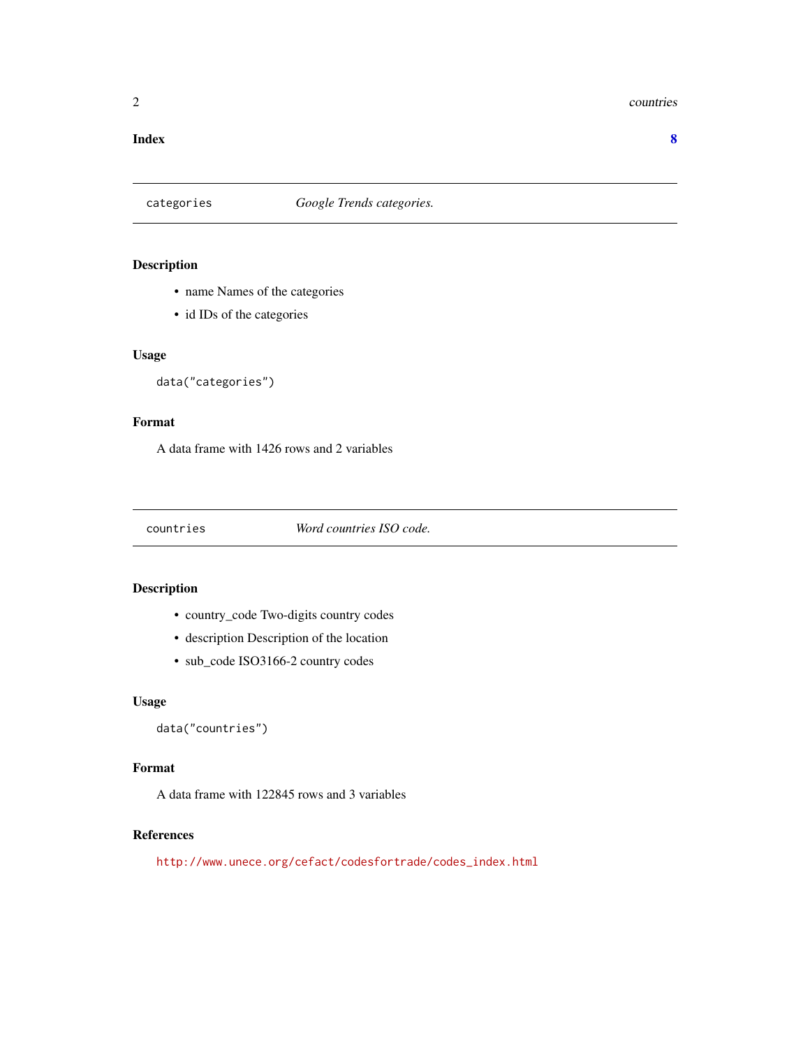**Index** **8**

## categories — *Google Trends categories.*

### Description

- name Names of the categories
- id IDs of the categories

### Usage

```
data("categories")
```

### Format

A data frame with 1426 rows and 2 variables

## countries — *Word countries ISO code.*

### Description

- country_code Two-digits country codes
- description Description of the location
- sub_code ISO3166-2 country codes

### Usage

```
data("countries")
```

### Format

A data frame with 122845 rows and 3 variables

### References

http://www.unece.org/cefact/codesfortrade/codes_index.html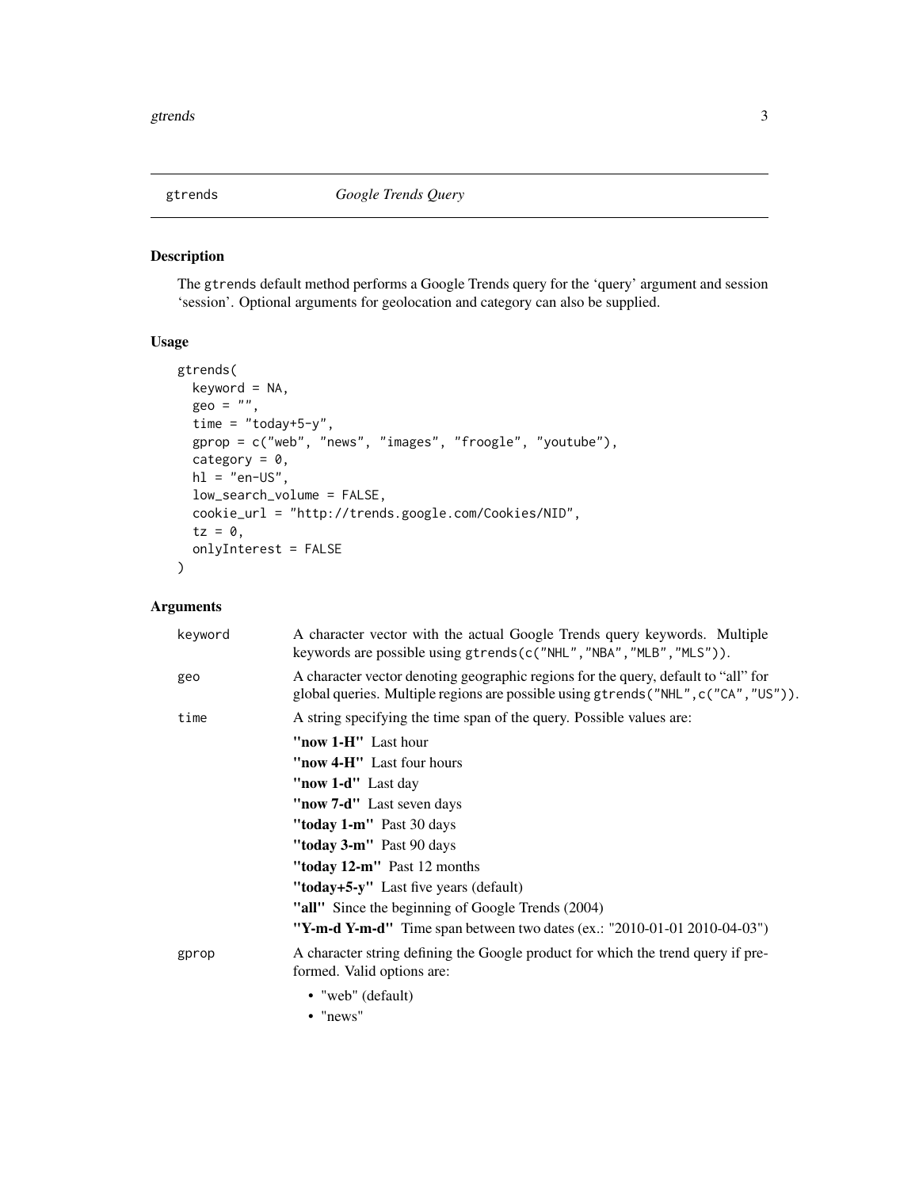## gtrends — *Google Trends Query*

### Description

The `gtrends` default method performs a Google Trends query for the 'query' argument and session 'session'. Optional arguments for geolocation and category can also be supplied.

### Usage

```
gtrends(
  keyword = NA,
  geo = "",
  time = "today+5-y",
  gprop = c("web", "news", "images", "froogle", "youtube"),
  category = 0,
  hl = "en-US",
  low_search_volume = FALSE,
  cookie_url = "http://trends.google.com/Cookies/NID",
  tz = 0,
  onlyInterest = FALSE
)
```

### Arguments

**keyword** — A character vector with the actual Google Trends query keywords. Multiple keywords are possible using `gtrends(c("NHL","NBA","MLB","MLS"))`.

**geo** — A character vector denoting geographic regions for the query, default to "all" for global queries. Multiple regions are possible using `gtrends("NHL",c("CA","US"))`.

**time** — A string specifying the time span of the query. Possible values are:

- **"now 1-H"** Last hour
- **"now 4-H"** Last four hours
- **"now 1-d"** Last day
- **"now 7-d"** Last seven days
- **"today 1-m"** Past 30 days
- **"today 3-m"** Past 90 days
- **"today 12-m"** Past 12 months
- **"today+5-y"** Last five years (default)
- **"all"** Since the beginning of Google Trends (2004)
- **"Y-m-d Y-m-d"** Time span between two dates (ex.: "2010-01-01 2010-04-03")

**gprop** — A character string defining the Google product for which the trend query if preformed. Valid options are:

- "web" (default)
- "news"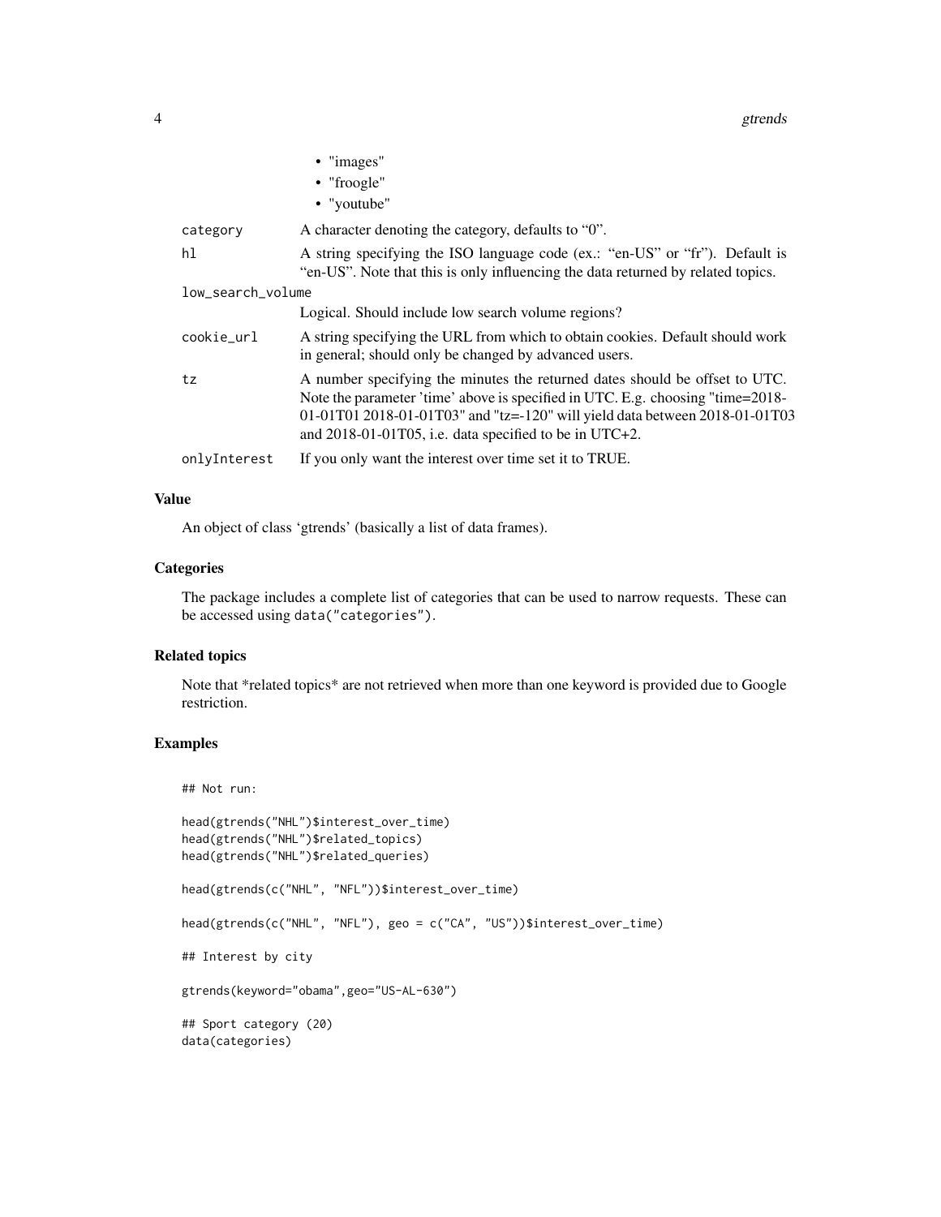- "images"
- "froogle"
- "youtube"

| | |
|---|---|
| category | A character denoting the category, defaults to "0". |
| hl | A string specifying the ISO language code (ex.: "en-US" or "fr"). Default is "en-US". Note that this is only influencing the data returned by related topics. |
| low_search_volume | Logical. Should include low search volume regions? |
| cookie_url | A string specifying the URL from which to obtain cookies. Default should work in general; should only be changed by advanced users. |
| tz | A number specifying the minutes the returned dates should be offset to UTC. Note the parameter 'time' above is specified in UTC. E.g. choosing "time=2018-01-01T01 2018-01-01T03" and "tz=-120" will yield data between 2018-01-01T03 and 2018-01-01T05, i.e. data specified to be in UTC+2. |
| onlyInterest | If you only want the interest over time set it to TRUE. |

### Value

An object of class 'gtrends' (basically a list of data frames).

### Categories

The package includes a complete list of categories that can be used to narrow requests. These can be accessed using `data("categories")`.

### Related topics

Note that *related topics* are not retrieved when more than one keyword is provided due to Google restriction.

### Examples

```
## Not run:

head(gtrends("NHL")$interest_over_time)
head(gtrends("NHL")$related_topics)
head(gtrends("NHL")$related_queries)

head(gtrends(c("NHL", "NFL"))$interest_over_time)

head(gtrends(c("NHL", "NFL"), geo = c("CA", "US"))$interest_over_time)

## Interest by city

gtrends(keyword="obama",geo="US-AL-630")

## Sport category (20)
data(categories)
```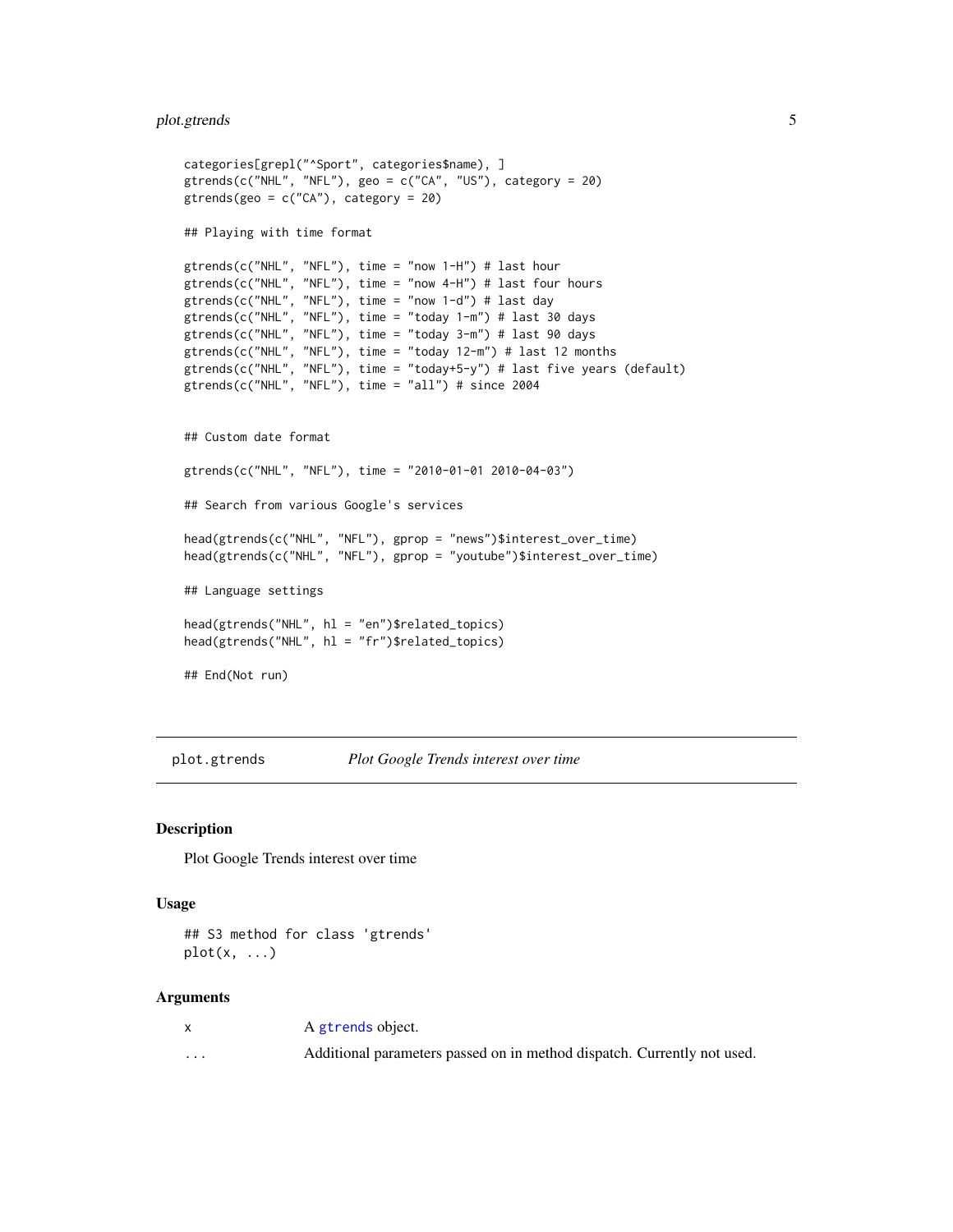```
categories[grepl("^Sport", categories$name), ]
gtrends(c("NHL", "NFL"), geo = c("CA", "US"), category = 20)
gtrends(geo = c("CA"), category = 20)

## Playing with time format

gtrends(c("NHL", "NFL"), time = "now 1-H") # last hour
gtrends(c("NHL", "NFL"), time = "now 4-H") # last four hours
gtrends(c("NHL", "NFL"), time = "now 1-d") # last day
gtrends(c("NHL", "NFL"), time = "today 1-m") # last 30 days
gtrends(c("NHL", "NFL"), time = "today 3-m") # last 90 days
gtrends(c("NHL", "NFL"), time = "today 12-m") # last 12 months
gtrends(c("NHL", "NFL"), time = "today+5-y") # last five years (default)
gtrends(c("NHL", "NFL"), time = "all") # since 2004


## Custom date format

gtrends(c("NHL", "NFL"), time = "2010-01-01 2010-04-03")

## Search from various Google's services

head(gtrends(c("NHL", "NFL"), gprop = "news")$interest_over_time)
head(gtrends(c("NHL", "NFL"), gprop = "youtube")$interest_over_time)

## Language settings

head(gtrends("NHL", hl = "en")$related_topics)
head(gtrends("NHL", hl = "fr")$related_topics)

## End(Not run)
```

---

## plot.gtrends — *Plot Google Trends interest over time*

### Description

Plot Google Trends interest over time

### Usage

```
## S3 method for class 'gtrends'
plot(x, ...)
```

### Arguments

| | |
|---|---|
| x | A gtrends object. |
| ... | Additional parameters passed on in method dispatch. Currently not used. |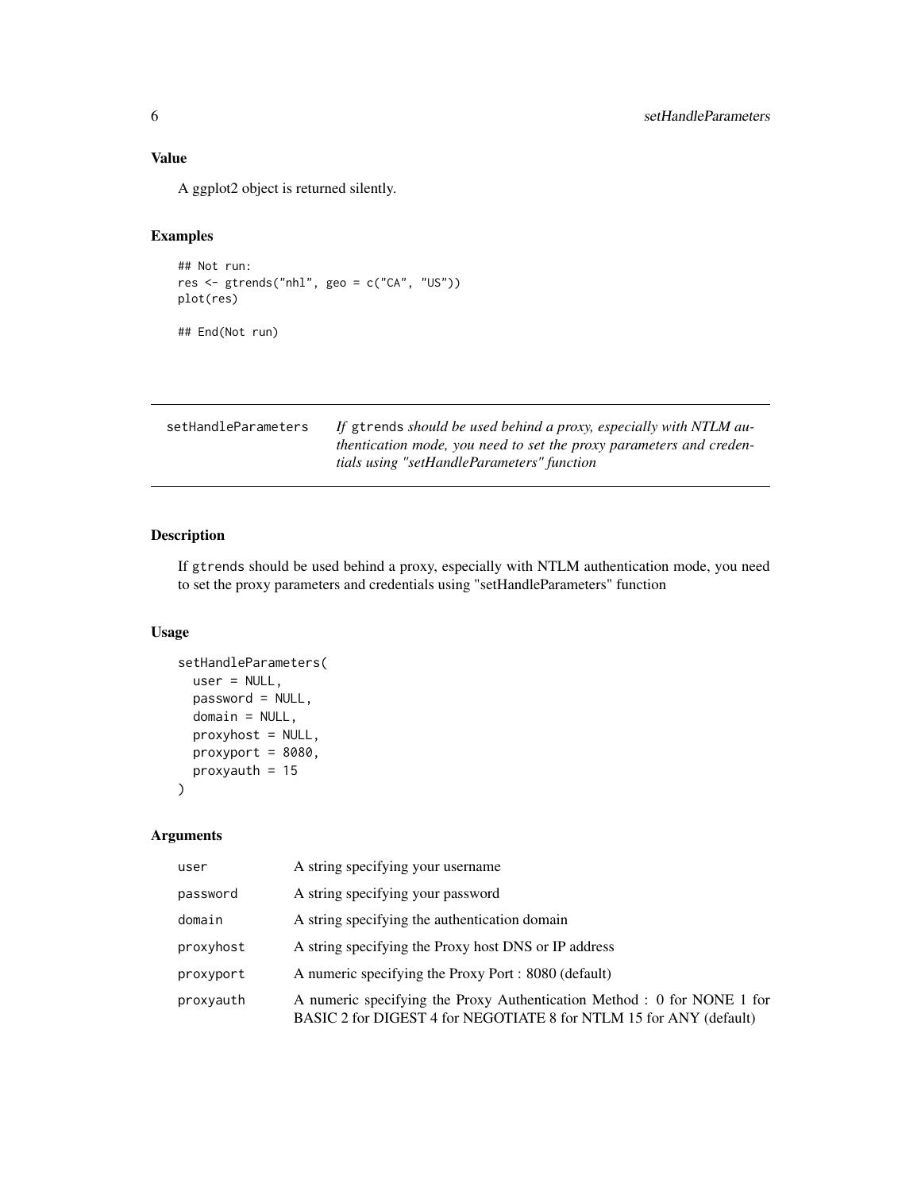### Value

A ggplot2 object is returned silently.

### Examples

```
## Not run:
res <- gtrends("nhl", geo = c("CA", "US"))
plot(res)

## End(Not run)
```

---

## setHandleParameters

*If `gtrends` should be used behind a proxy, especially with NTLM authentication mode, you need to set the proxy parameters and credentials using "setHandleParameters" function*

---

### Description

If `gtrends` should be used behind a proxy, especially with NTLM authentication mode, you need to set the proxy parameters and credentials using "setHandleParameters" function

### Usage

```
setHandleParameters(
  user = NULL,
  password = NULL,
  domain = NULL,
  proxyhost = NULL,
  proxyport = 8080,
  proxyauth = 15
)
```

### Arguments

| | |
|---|---|
| `user` | A string specifying your username |
| `password` | A string specifying your password |
| `domain` | A string specifying the authentication domain |
| `proxyhost` | A string specifying the Proxy host DNS or IP address |
| `proxyport` | A numeric specifying the Proxy Port : 8080 (default) |
| `proxyauth` | A numeric specifying the Proxy Authentication Method : 0 for NONE 1 for BASIC 2 for DIGEST 4 for NEGOTIATE 8 for NTLM 15 for ANY (default) |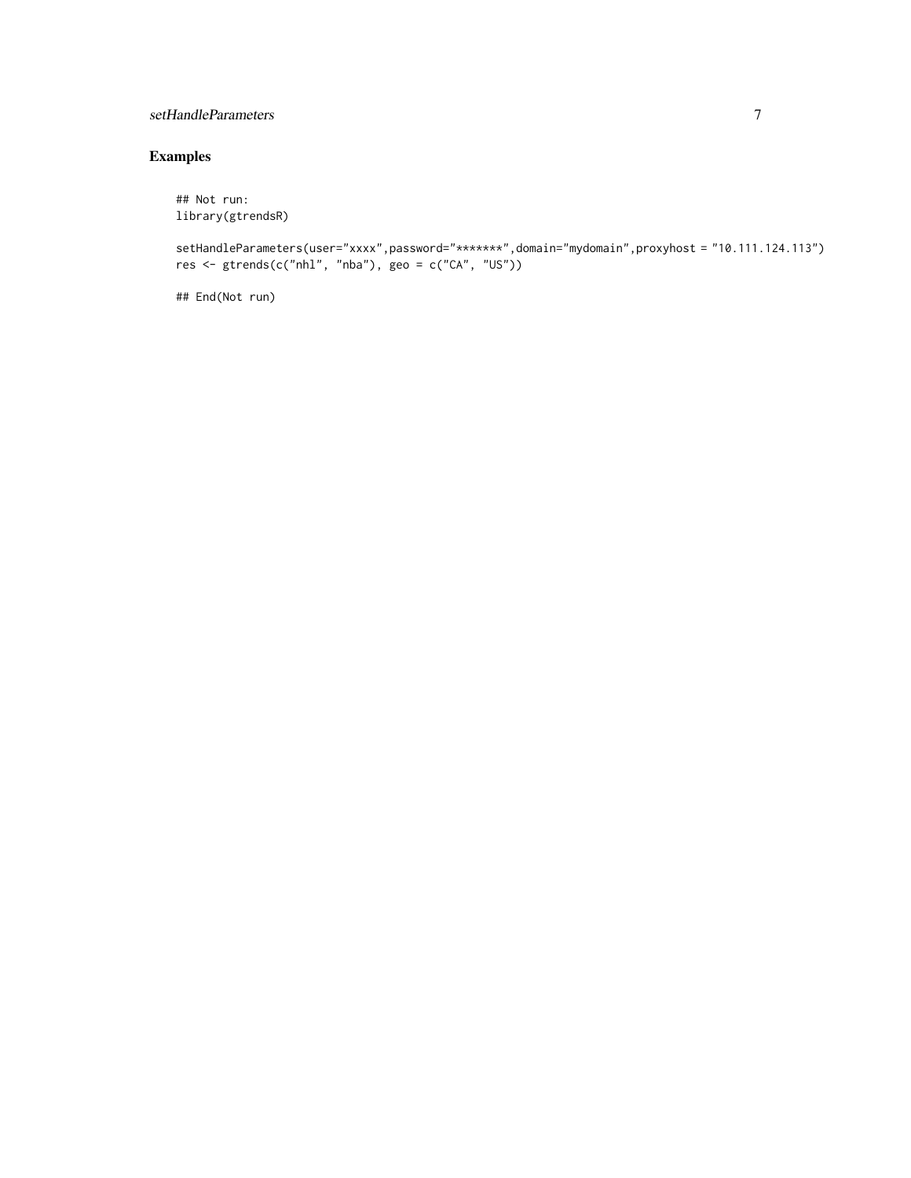## Examples

```
## Not run:
library(gtrendsR)

setHandleParameters(user="xxxx",password="*******",domain="mydomain",proxyhost = "10.111.124.113")
res <- gtrends(c("nhl", "nba"), geo = c("CA", "US"))

## End(Not run)
```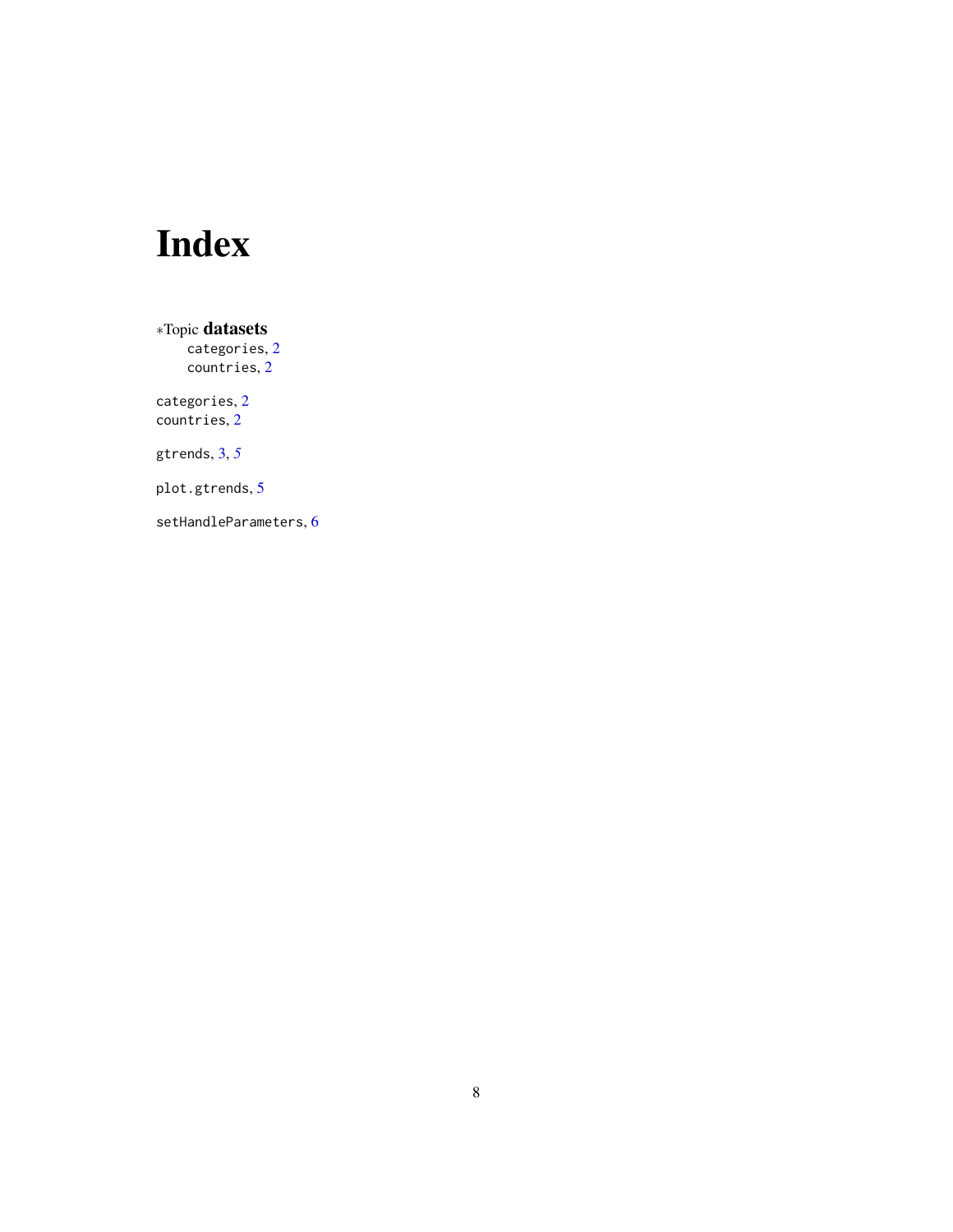# Index

*Topic **datasets**
  categories, 2
  countries, 2

categories, 2
countries, 2

gtrends, 3, *5*

plot.gtrends, 5

setHandleParameters, 6